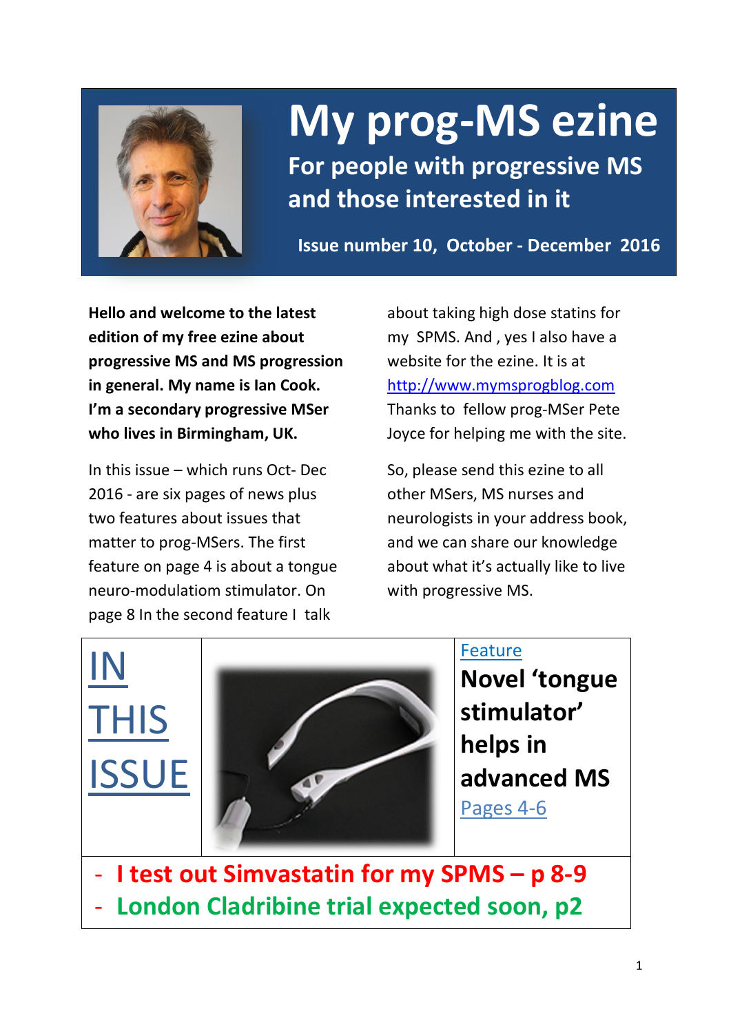# My prog-MS ezine

## For people with progressive MS and those interested in it

**Issue number 10, October - December 2016**

**Hello and welcome to the latest edition of my free ezine about progressive MS and MS progression in general. My name is Ian Cook. I'm a secondary progressive MSer who lives in Birmingham, UK.**

In this issue – which runs Oct- Dec 2016 - are six pages of news plus two features about issues that matter to prog-MSers. The first feature on page 4 is about a tongue neuro-modulatiom stimulator. On page 8 In the second feature I talk about taking high dose statins for my SPMS. And , yes I also have a website for the ezine. It is at http://www.mymsprogblog.com Thanks to fellow prog-MSer Pete Joyce for helping me with the site.

So, please send this ezine to all other MSers, MS nurses and neurologists in your address book, and we can share our knowledge about what it's actually like to live with progressive MS.

## IN THIS ISSUE

Feature

**Novel 'tongue stimulator' helps in advanced MS**

Pages 4-6

- **I test out Simvastatin for my SPMS – p 8-9**
- **London Cladribine trial expected soon, p2**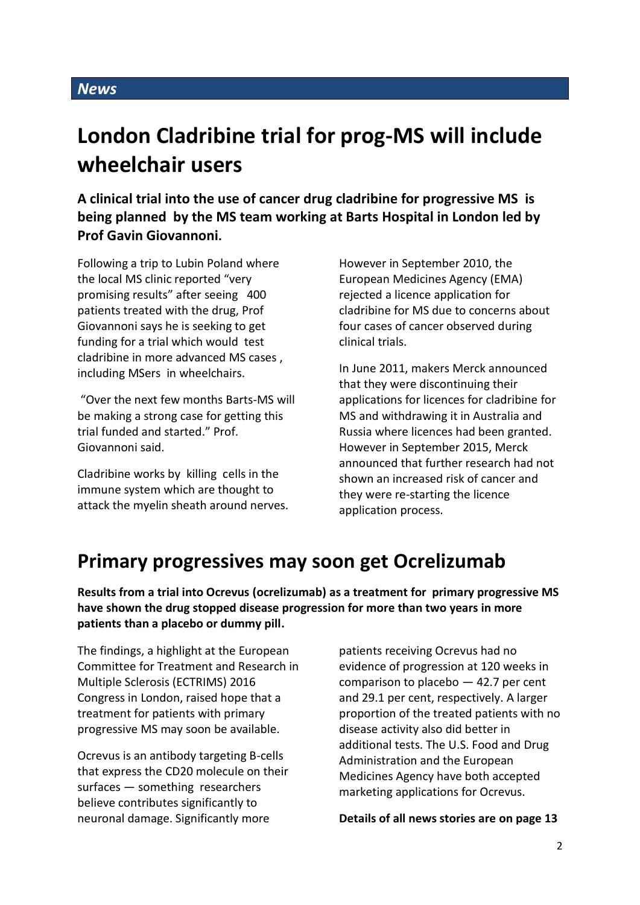*News*

# London Cladribine trial for prog-MS will include wheelchair users

**A clinical trial into the use of cancer drug cladribine for progressive MS is being planned by the MS team working at Barts Hospital in London led by Prof Gavin Giovannoni.**

Following a trip to Lubin Poland where the local MS clinic reported "very promising results" after seeing 400 patients treated with the drug, Prof Giovannoni says he is seeking to get funding for a trial which would test cladribine in more advanced MS cases , including MSers in wheelchairs.

"Over the next few months Barts-MS will be making a strong case for getting this trial funded and started." Prof. Giovannoni said.

Cladribine works by killing cells in the immune system which are thought to attack the myelin sheath around nerves.

However in September 2010, the European Medicines Agency (EMA) rejected a licence application for cladribine for MS due to concerns about four cases of cancer observed during clinical trials.

In June 2011, makers Merck announced that they were discontinuing their applications for licences for cladribine for MS and withdrawing it in Australia and Russia where licences had been granted. However in September 2015, Merck announced that further research had not shown an increased risk of cancer and they were re-starting the licence application process.

# Primary progressives may soon get Ocrelizumab

**Results from a trial into Ocrevus (ocrelizumab) as a treatment for primary progressive MS have shown the drug stopped disease progression for more than two years in more patients than a placebo or dummy pill.**

The findings, a highlight at the European Committee for Treatment and Research in Multiple Sclerosis (ECTRIMS) 2016 Congress in London, raised hope that a treatment for patients with primary progressive MS may soon be available.

Ocrevus is an antibody targeting B-cells that express the CD20 molecule on their surfaces — something researchers believe contributes significantly to neuronal damage. Significantly more patients receiving Ocrevus had no evidence of progression at 120 weeks in comparison to placebo — 42.7 per cent and 29.1 per cent, respectively. A larger proportion of the treated patients with no disease activity also did better in additional tests. The U.S. Food and Drug Administration and the European Medicines Agency have both accepted marketing applications for Ocrevus.

**Details of all news stories are on page 13**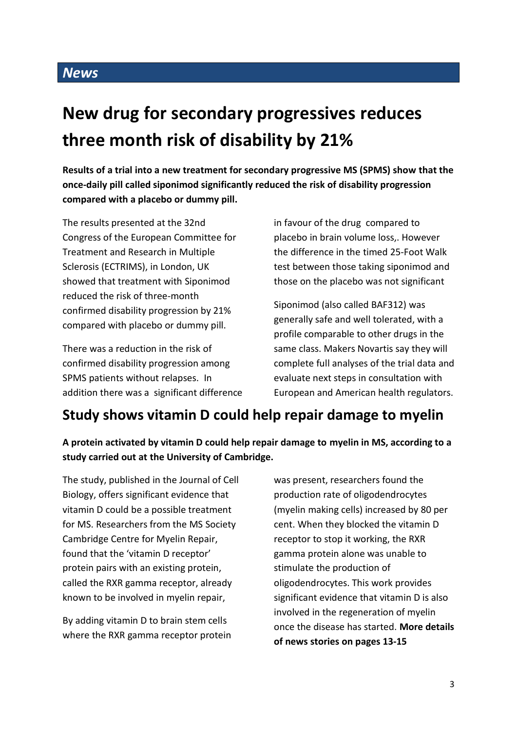## *News*

# New drug for secondary progressives reduces three month risk of disability by 21%

**Results of a trial into a new treatment for secondary progressive MS (SPMS) show that the once-daily pill called siponimod significantly reduced the risk of disability progression compared with a placebo or dummy pill.**

The results presented at the 32nd Congress of the European Committee for Treatment and Research in Multiple Sclerosis (ECTRIMS), in London, UK showed that treatment with Siponimod reduced the risk of three-month confirmed disability progression by 21% compared with placebo or dummy pill.

There was a reduction in the risk of confirmed disability progression among SPMS patients without relapses. In addition there was a significant difference in favour of the drug compared to placebo in brain volume loss,. However the difference in the timed 25-Foot Walk test between those taking siponimod and those on the placebo was not significant

Siponimod (also called BAF312) was generally safe and well tolerated, with a profile comparable to other drugs in the same class. Makers Novartis say they will complete full analyses of the trial data and evaluate next steps in consultation with European and American health regulators.

## Study shows vitamin D could help repair damage to myelin

**A protein activated by vitamin D could help repair damage to myelin in MS, according to a study carried out at the University of Cambridge.**

The study, published in the Journal of Cell Biology, offers significant evidence that vitamin D could be a possible treatment for MS. Researchers from the MS Society Cambridge Centre for Myelin Repair, found that the 'vitamin D receptor' protein pairs with an existing protein, called the RXR gamma receptor, already known to be involved in myelin repair,

By adding vitamin D to brain stem cells where the RXR gamma receptor protein was present, researchers found the production rate of oligodendrocytes (myelin making cells) increased by 80 per cent. When they blocked the vitamin D receptor to stop it working, the RXR gamma protein alone was unable to stimulate the production of oligodendrocytes. This work provides significant evidence that vitamin D is also involved in the regeneration of myelin once the disease has started. **More details of news stories on pages 13-15**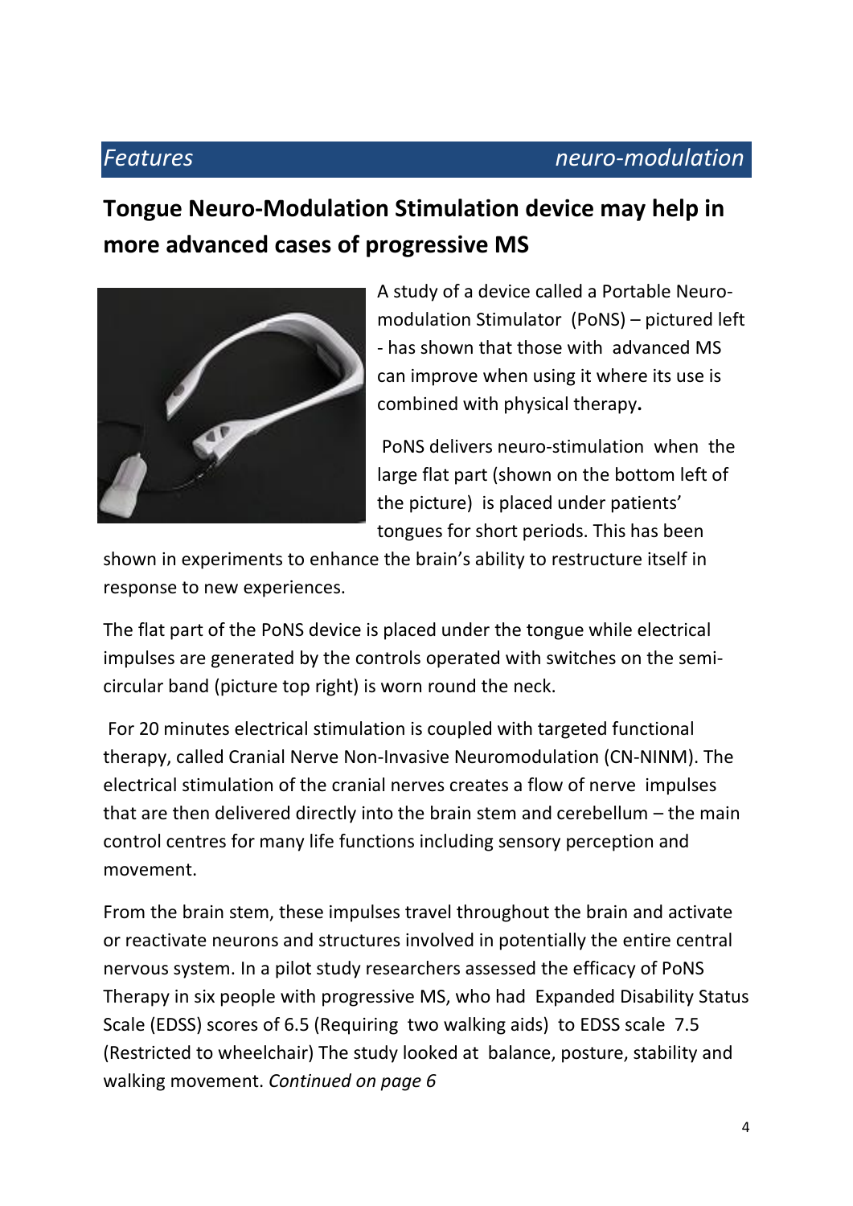*Features* *neuro-modulation*

## Tongue Neuro-Modulation Stimulation device may help in more advanced cases of progressive MS

A study of a device called a Portable Neuro-modulation Stimulator (PoNS) – pictured left - has shown that those with advanced MS can improve when using it where its use is combined with physical therapy**.**

PoNS delivers neuro-stimulation when the large flat part (shown on the bottom left of the picture) is placed under patients' tongues for short periods. This has been shown in experiments to enhance the brain's ability to restructure itself in response to new experiences.

The flat part of the PoNS device is placed under the tongue while electrical impulses are generated by the controls operated with switches on the semi-circular band (picture top right) is worn round the neck.

For 20 minutes electrical stimulation is coupled with targeted functional therapy, called Cranial Nerve Non-Invasive Neuromodulation (CN-NINM). The electrical stimulation of the cranial nerves creates a flow of nerve impulses that are then delivered directly into the brain stem and cerebellum – the main control centres for many life functions including sensory perception and movement.

From the brain stem, these impulses travel throughout the brain and activate or reactivate neurons and structures involved in potentially the entire central nervous system. In a pilot study researchers assessed the efficacy of PoNS Therapy in six people with progressive MS, who had Expanded Disability Status Scale (EDSS) scores of 6.5 (Requiring two walking aids) to EDSS scale 7.5 (Restricted to wheelchair) The study looked at balance, posture, stability and walking movement. *Continued on page 6*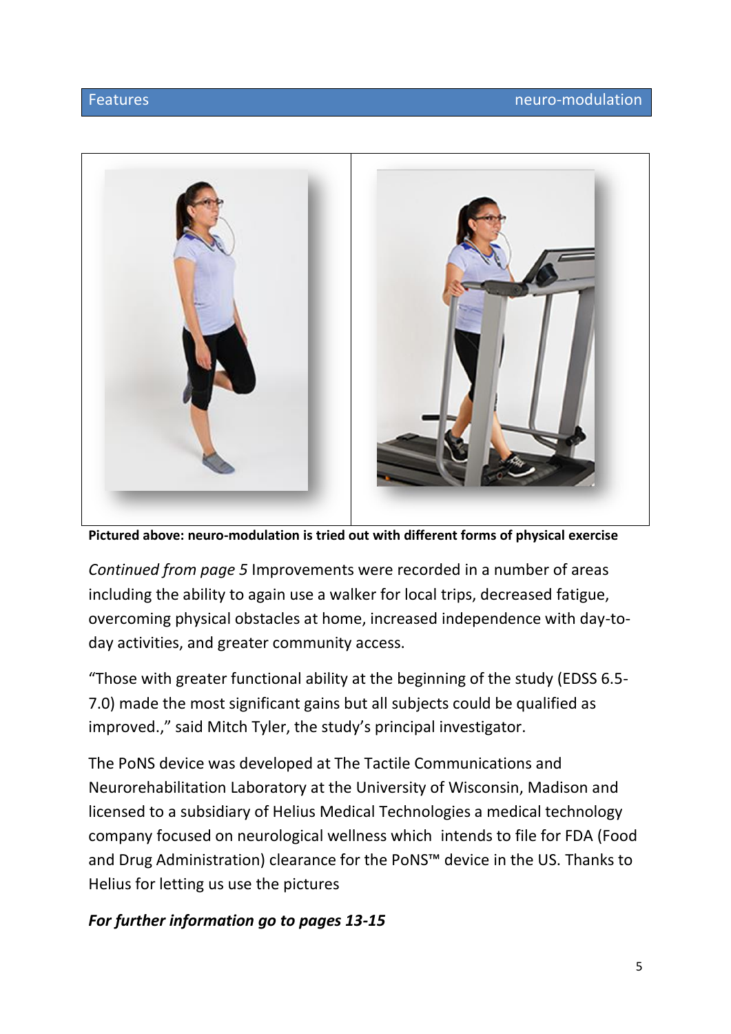**Pictured above: neuro-modulation is tried out with different forms of physical exercise**

*Continued from page 5* Improvements were recorded in a number of areas including the ability to again use a walker for local trips, decreased fatigue, overcoming physical obstacles at home, increased independence with day-to-day activities, and greater community access.

"Those with greater functional ability at the beginning of the study (EDSS 6.5-7.0) made the most significant gains but all subjects could be qualified as improved.," said Mitch Tyler, the study's principal investigator.

The PoNS device was developed at The Tactile Communications and Neurorehabilitation Laboratory at the University of Wisconsin, Madison and licensed to a subsidiary of Helius Medical Technologies a medical technology company focused on neurological wellness which intends to file for FDA (Food and Drug Administration) clearance for the PoNS™ device in the US. Thanks to Helius for letting us use the pictures

***For further information go to pages 13-15***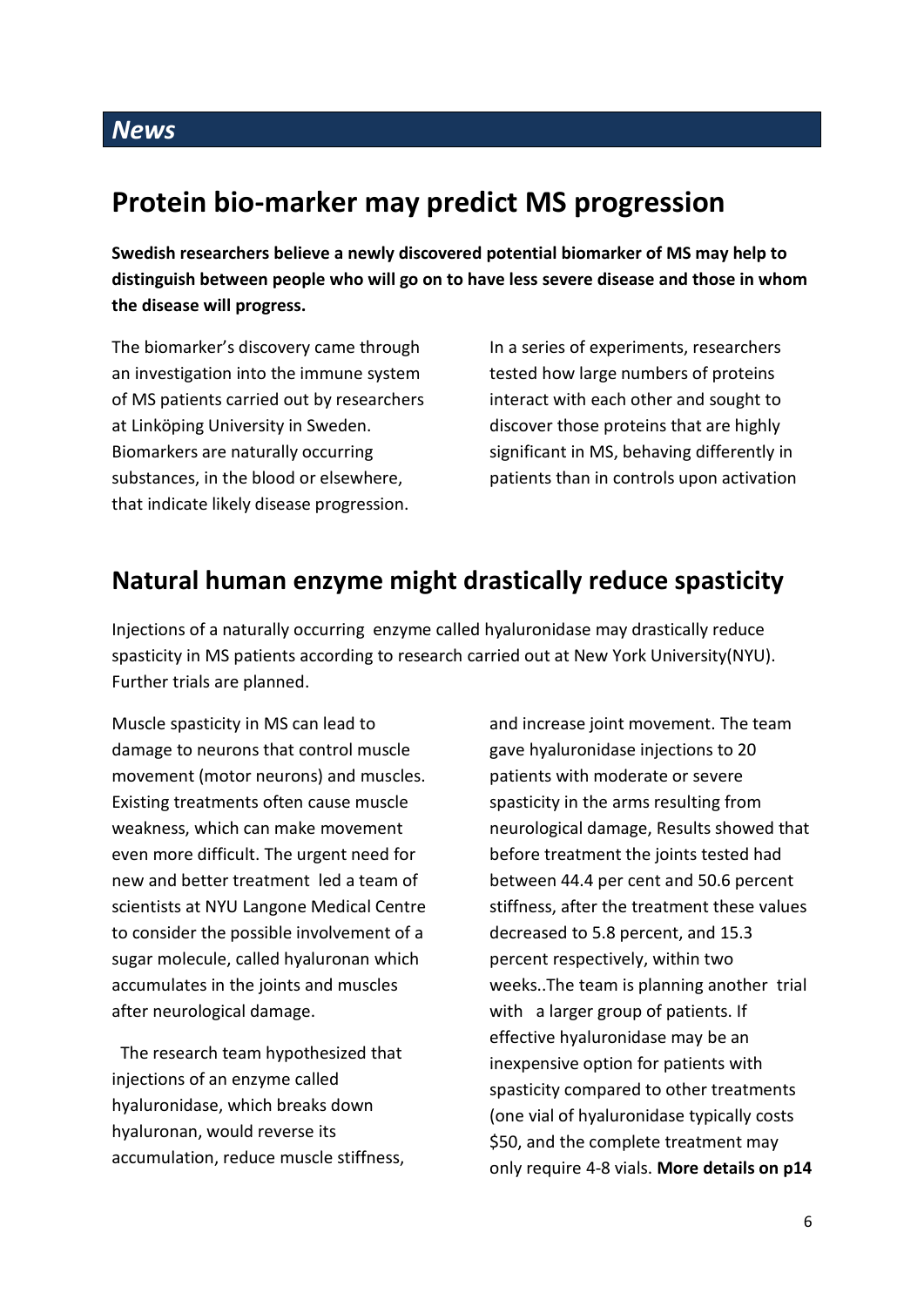## *News*

# Protein bio-marker may predict MS progression

**Swedish researchers believe a newly discovered potential biomarker of MS may help to distinguish between people who will go on to have less severe disease and those in whom the disease will progress.**

The biomarker's discovery came through an investigation into the immune system of MS patients carried out by researchers at Linköping University in Sweden. Biomarkers are naturally occurring substances, in the blood or elsewhere, that indicate likely disease progression.

In a series of experiments, researchers tested how large numbers of proteins interact with each other and sought to discover those proteins that are highly significant in MS, behaving differently in patients than in controls upon activation

# Natural human enzyme might drastically reduce spasticity

Injections of a naturally occurring enzyme called hyaluronidase may drastically reduce spasticity in MS patients according to research carried out at New York University(NYU). Further trials are planned.

Muscle spasticity in MS can lead to damage to neurons that control muscle movement (motor neurons) and muscles. Existing treatments often cause muscle weakness, which can make movement even more difficult. The urgent need for new and better treatment led a team of scientists at NYU Langone Medical Centre to consider the possible involvement of a sugar molecule, called hyaluronan which accumulates in the joints and muscles after neurological damage.

The research team hypothesized that injections of an enzyme called hyaluronidase, which breaks down hyaluronan, would reverse its accumulation, reduce muscle stiffness, and increase joint movement. The team gave hyaluronidase injections to 20 patients with moderate or severe spasticity in the arms resulting from neurological damage, Results showed that before treatment the joints tested had between 44.4 per cent and 50.6 percent stiffness, after the treatment these values decreased to 5.8 percent, and 15.3 percent respectively, within two weeks..The team is planning another trial with a larger group of patients. If effective hyaluronidase may be an inexpensive option for patients with spasticity compared to other treatments (one vial of hyaluronidase typically costs $50, and the complete treatment may only require 4-8 vials. **More details on p14**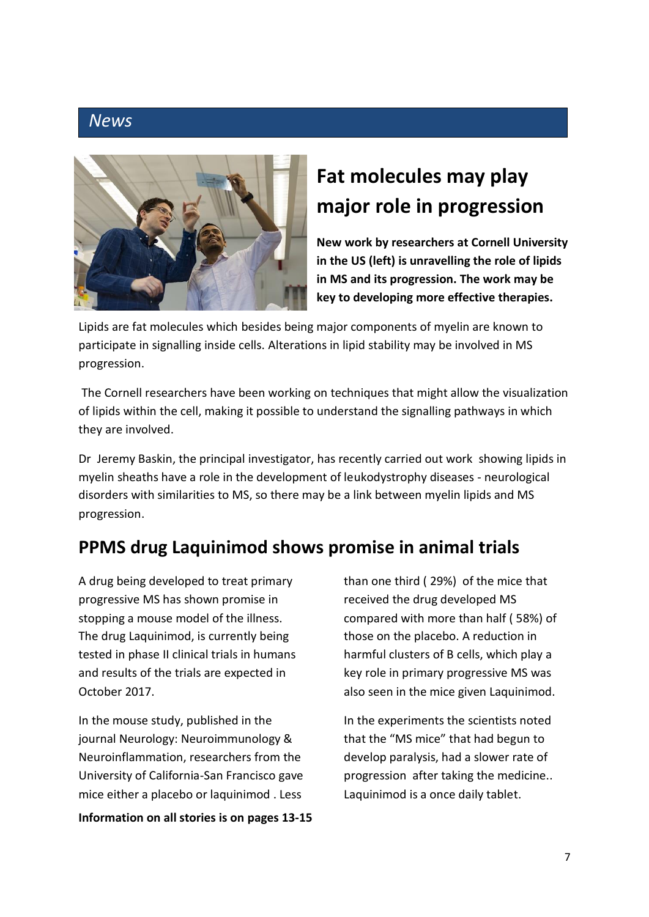## News

# Fat molecules may play major role in progression

**New work by researchers at Cornell University in the US (left) is unravelling the role of lipids in MS and its progression. The work may be key to developing more effective therapies.**

Lipids are fat molecules which besides being major components of myelin are known to participate in signalling inside cells. Alterations in lipid stability may be involved in MS progression.

The Cornell researchers have been working on techniques that might allow the visualization of lipids within the cell, making it possible to understand the signalling pathways in which they are involved.

Dr Jeremy Baskin, the principal investigator, has recently carried out work showing lipids in myelin sheaths have a role in the development of leukodystrophy diseases - neurological disorders with similarities to MS, so there may be a link between myelin lipids and MS progression.

## PPMS drug Laquinimod shows promise in animal trials

A drug being developed to treat primary progressive MS has shown promise in stopping a mouse model of the illness. The drug Laquinimod, is currently being tested in phase II clinical trials in humans and results of the trials are expected in October 2017.

In the mouse study, published in the journal Neurology: Neuroimmunology & Neuroinflammation, researchers from the University of California-San Francisco gave mice either a placebo or laquinimod . Less than one third ( 29%) of the mice that received the drug developed MS compared with more than half ( 58%) of those on the placebo. A reduction in harmful clusters of B cells, which play a key role in primary progressive MS was also seen in the mice given Laquinimod.

In the experiments the scientists noted that the "MS mice" that had begun to develop paralysis, had a slower rate of progression after taking the medicine.. Laquinimod is a once daily tablet.

**Information on all stories is on pages 13-15**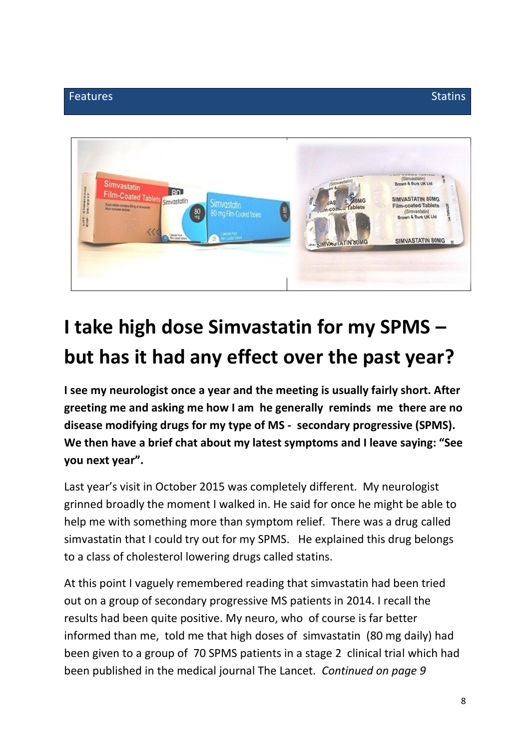Features Statins

# I take high dose Simvastatin for my SPMS – but has it had any effect over the past year?

**I see my neurologist once a year and the meeting is usually fairly short. After greeting me and asking me how I am he generally reminds me there are no disease modifying drugs for my type of MS - secondary progressive (SPMS). We then have a brief chat about my latest symptoms and I leave saying: "See you next year".**

Last year's visit in October 2015 was completely different. My neurologist grinned broadly the moment I walked in. He said for once he might be able to help me with something more than symptom relief. There was a drug called simvastatin that I could try out for my SPMS. He explained this drug belongs to a class of cholesterol lowering drugs called statins.

At this point I vaguely remembered reading that simvastatin had been tried out on a group of secondary progressive MS patients in 2014. I recall the results had been quite positive. My neuro, who of course is far better informed than me, told me that high doses of simvastatin (80 mg daily) had been given to a group of 70 SPMS patients in a stage 2 clinical trial which had been published in the medical journal The Lancet. *Continued on page 9*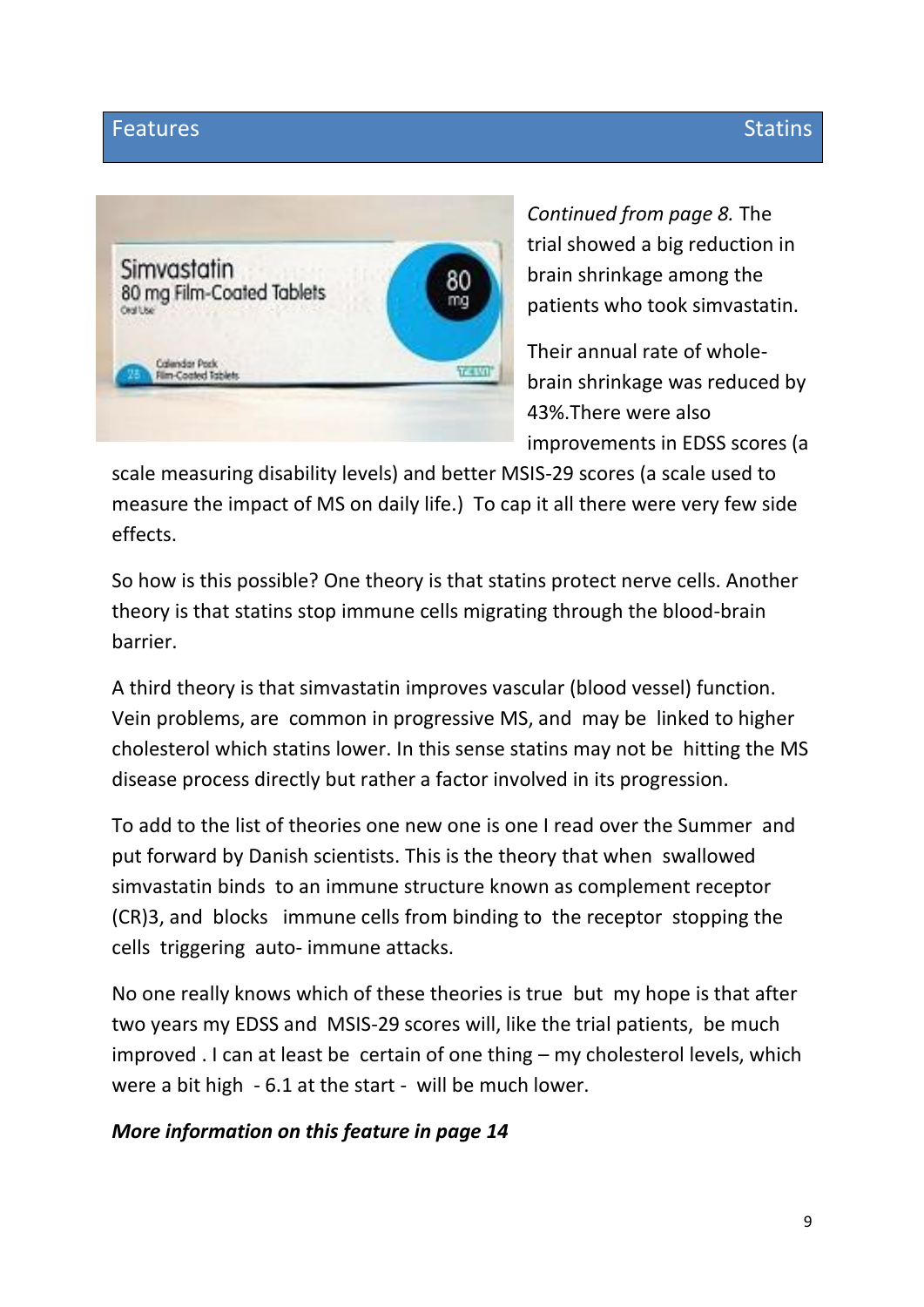*Continued from page 8.* The trial showed a big reduction in brain shrinkage among the patients who took simvastatin.

Their annual rate of whole-brain shrinkage was reduced by 43%.There were also improvements in EDSS scores (a scale measuring disability levels) and better MSIS-29 scores (a scale used to measure the impact of MS on daily life.) To cap it all there were very few side effects.

So how is this possible? One theory is that statins protect nerve cells. Another theory is that statins stop immune cells migrating through the blood-brain barrier.

A third theory is that simvastatin improves vascular (blood vessel) function. Vein problems, are common in progressive MS, and may be linked to higher cholesterol which statins lower. In this sense statins may not be hitting the MS disease process directly but rather a factor involved in its progression.

To add to the list of theories one new one is one I read over the Summer and put forward by Danish scientists. This is the theory that when swallowed simvastatin binds to an immune structure known as complement receptor (CR)3, and blocks immune cells from binding to the receptor stopping the cells triggering auto- immune attacks.

No one really knows which of these theories is true but my hope is that after two years my EDSS and MSIS-29 scores will, like the trial patients, be much improved . I can at least be certain of one thing – my cholesterol levels, which were a bit high - 6.1 at the start - will be much lower.

***More information on this feature in page 14***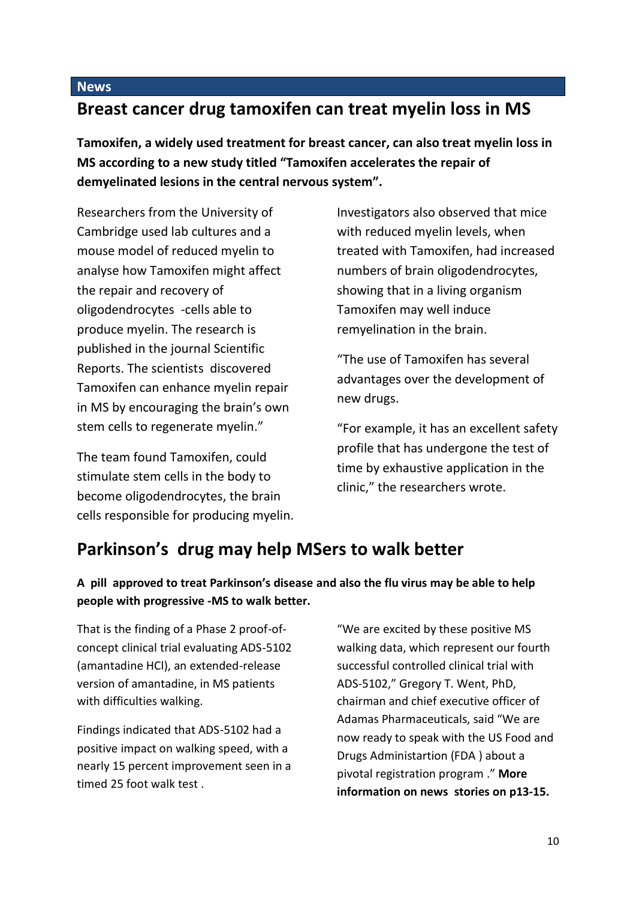**News**

## Breast cancer drug tamoxifen can treat myelin loss in MS

**Tamoxifen, a widely used treatment for breast cancer, can also treat myelin loss in MS according to a new study titled "Tamoxifen accelerates the repair of demyelinated lesions in the central nervous system".**

Researchers from the University of Cambridge used lab cultures and a mouse model of reduced myelin to analyse how Tamoxifen might affect the repair and recovery of oligodendrocytes -cells able to produce myelin. The research is published in the journal Scientific Reports. The scientists discovered Tamoxifen can enhance myelin repair in MS by encouraging the brain's own stem cells to regenerate myelin."

The team found Tamoxifen, could stimulate stem cells in the body to become oligodendrocytes, the brain cells responsible for producing myelin.

Investigators also observed that mice with reduced myelin levels, when treated with Tamoxifen, had increased numbers of brain oligodendrocytes, showing that in a living organism Tamoxifen may well induce remyelination in the brain.

"The use of Tamoxifen has several advantages over the development of new drugs.

"For example, it has an excellent safety profile that has undergone the test of time by exhaustive application in the clinic," the researchers wrote.

## Parkinson's drug may help MSers to walk better

**A pill approved to treat Parkinson's disease and also the flu virus may be able to help people with progressive -MS to walk better.**

That is the finding of a Phase 2 proof-of-concept clinical trial evaluating ADS-5102 (amantadine HCl), an extended-release version of amantadine, in MS patients with difficulties walking.

Findings indicated that ADS-5102 had a positive impact on walking speed, with a nearly 15 percent improvement seen in a timed 25 foot walk test .

"We are excited by these positive MS walking data, which represent our fourth successful controlled clinical trial with ADS-5102," Gregory T. Went, PhD, chairman and chief executive officer of Adamas Pharmaceuticals, said "We are now ready to speak with the US Food and Drugs Administartion (FDA ) about a pivotal registration program ." **More information on news stories on p13-15.**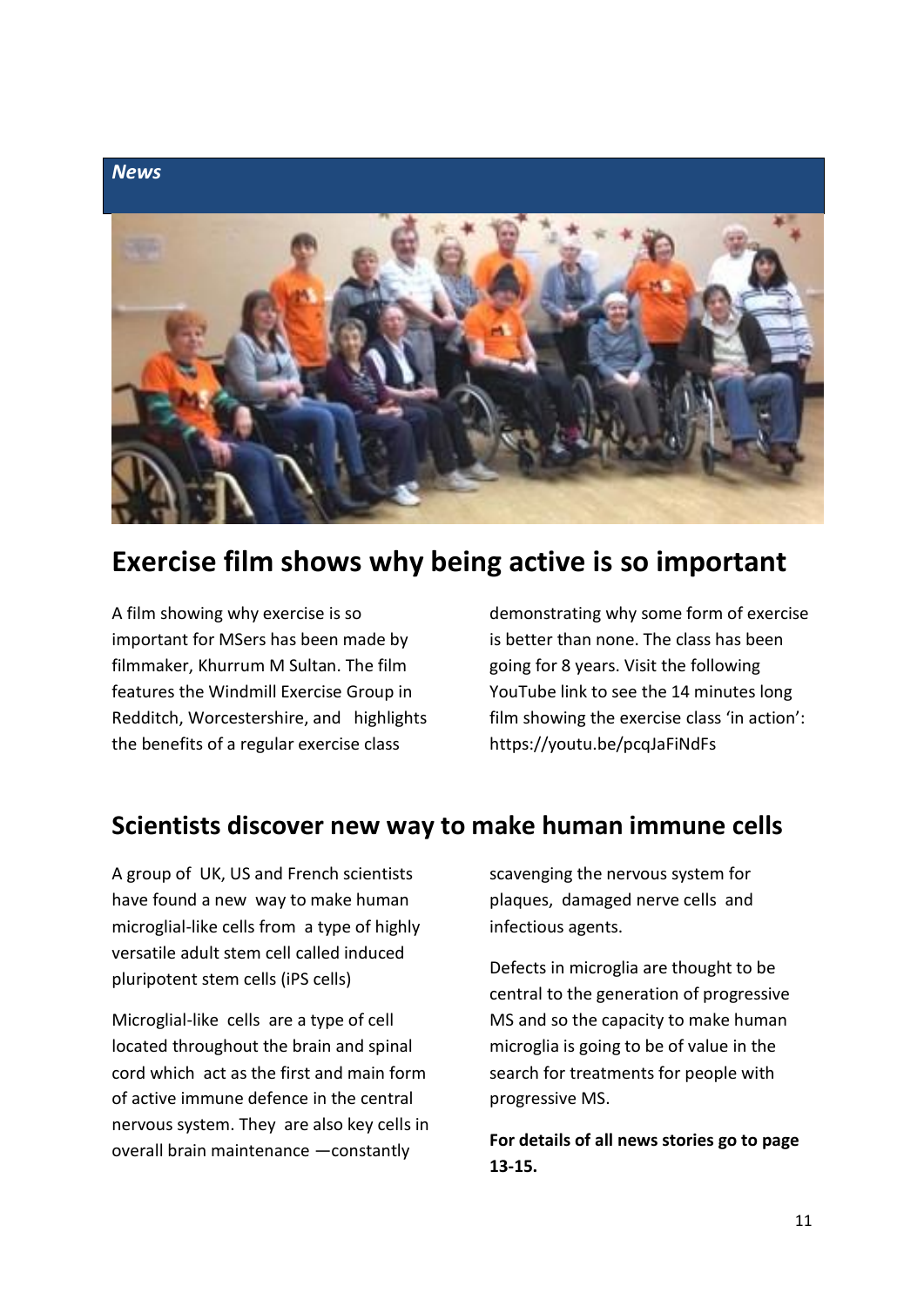*News*

# Exercise film shows why being active is so important

A film showing why exercise is so important for MSers has been made by filmmaker, Khurrum M Sultan. The film features the Windmill Exercise Group in Redditch, Worcestershire, and highlights the benefits of a regular exercise class demonstrating why some form of exercise is better than none. The class has been going for 8 years. Visit the following YouTube link to see the 14 minutes long film showing the exercise class 'in action': https://youtu.be/pcqJaFiNdFs

# Scientists discover new way to make human immune cells

A group of UK, US and French scientists have found a new way to make human microglial-like cells from a type of highly versatile adult stem cell called induced pluripotent stem cells (iPS cells)

Microglial-like cells are a type of cell located throughout the brain and spinal cord which act as the first and main form of active immune defence in the central nervous system. They are also key cells in overall brain maintenance —constantly scavenging the nervous system for plaques, damaged nerve cells and infectious agents.

Defects in microglia are thought to be central to the generation of progressive MS and so the capacity to make human microglia is going to be of value in the search for treatments for people with progressive MS.

**For details of all news stories go to page 13-15.**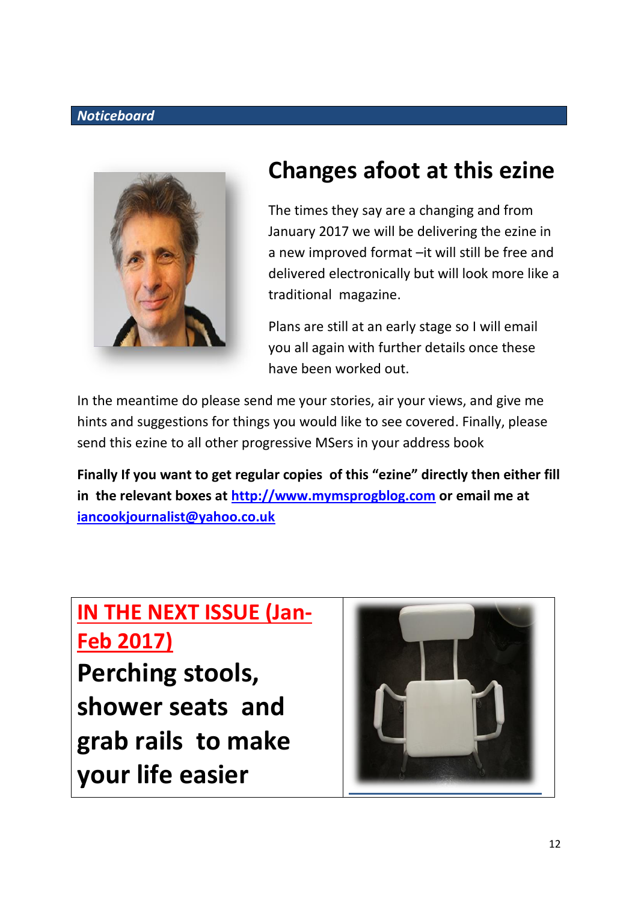***Noticeboard***

# Changes afoot at this ezine

The times they say are a changing and from January 2017 we will be delivering the ezine in a new improved format –it will still be free and delivered electronically but will look more like a traditional magazine.

Plans are still at an early stage so I will email you all again with further details once these have been worked out.

In the meantime do please send me your stories, air your views, and give me hints and suggestions for things you would like to see covered. Finally, please send this ezine to all other progressive MSers in your address book

**Finally If you want to get regular copies of this "ezine" directly then either fill in the relevant boxes at [http://www.mymsprogblog.com](http://www.mymsprogblog.com) or email me at [iancookjournalist@yahoo.co.uk](mailto:iancookjournalist@yahoo.co.uk)**

## IN THE NEXT ISSUE (Jan-Feb 2017)

## Perching stools, shower seats and grab rails to make your life easier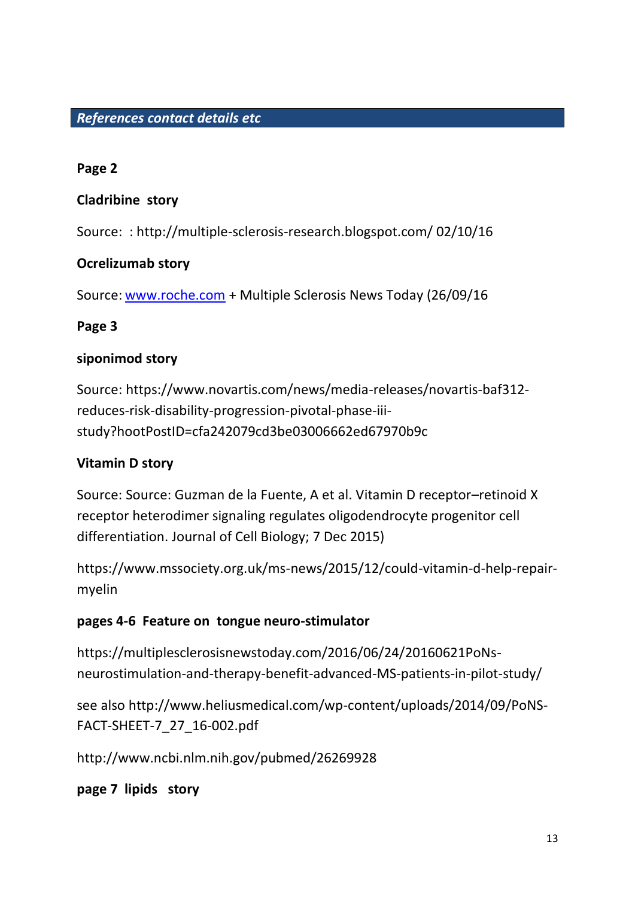## *References contact details etc*

**Page 2**

**Cladribine story**

Source: : http://multiple-sclerosis-research.blogspot.com/ 02/10/16

**Ocrelizumab story**

Source: [www.roche.com](http://www.roche.com) + Multiple Sclerosis News Today (26/09/16

**Page 3**

**siponimod story**

Source: https://www.novartis.com/news/media-releases/novartis-baf312-reduces-risk-disability-progression-pivotal-phase-iii-study?hootPostID=cfa242079cd3be03006662ed67970b9c

**Vitamin D story**

Source: Source: Guzman de la Fuente, A et al. Vitamin D receptor–retinoid X receptor heterodimer signaling regulates oligodendrocyte progenitor cell differentiation. Journal of Cell Biology; 7 Dec 2015)

https://www.mssociety.org.uk/ms-news/2015/12/could-vitamin-d-help-repair-myelin

**pages 4-6 Feature on tongue neuro-stimulator**

https://multiplesclerosisnewstoday.com/2016/06/24/20160621PoNs-neurostimulation-and-therapy-benefit-advanced-MS-patients-in-pilot-study/

see also http://www.heliusmedical.com/wp-content/uploads/2014/09/PoNS-FACT-SHEET-7_27_16-002.pdf

http://www.ncbi.nlm.nih.gov/pubmed/26269928

**page 7 lipids story**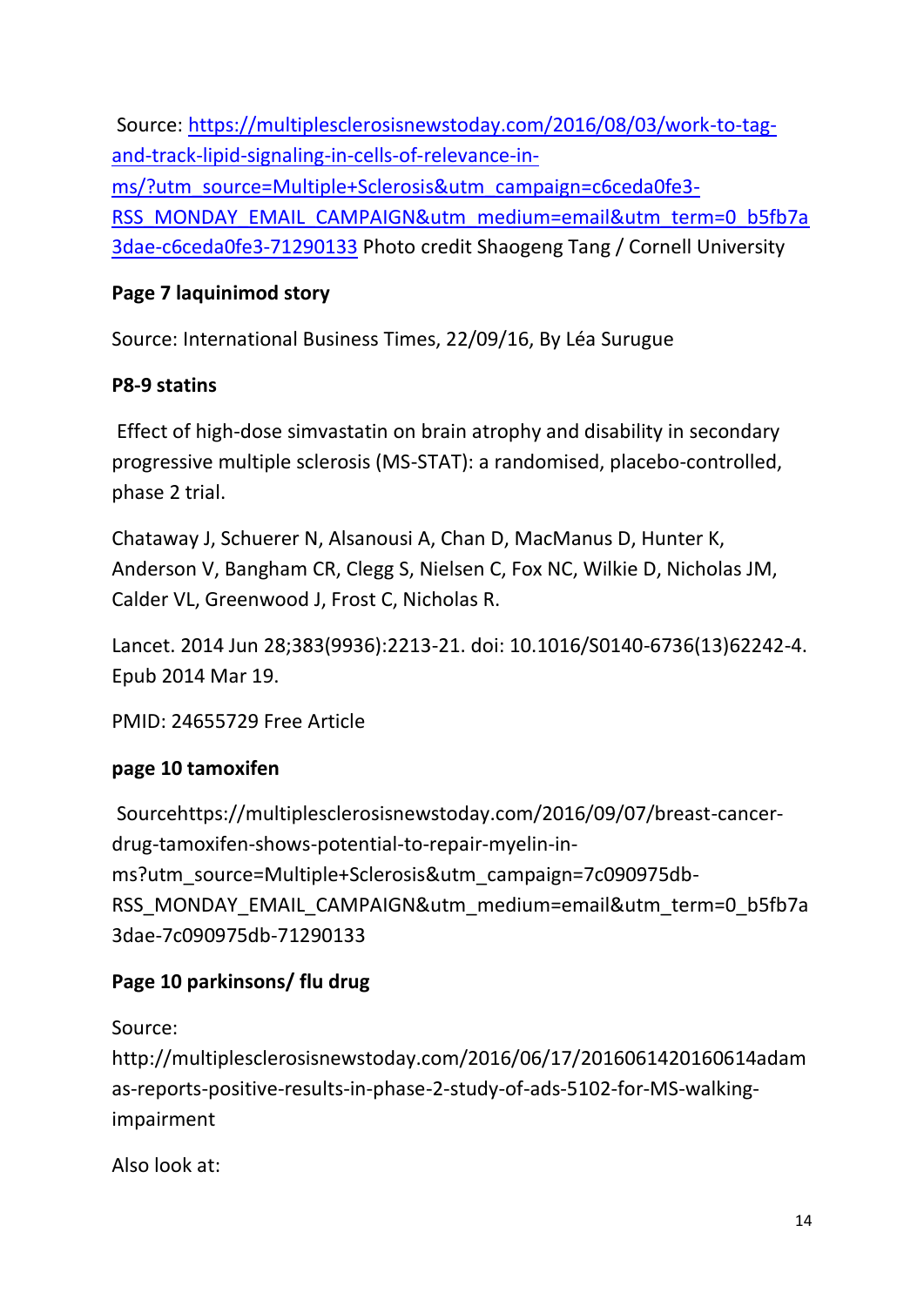Source: [https://multiplesclerosisnewstoday.com/2016/08/03/work-to-tag-and-track-lipid-signaling-in-cells-of-relevance-in-ms/?utm_source=Multiple+Sclerosis&utm_campaign=c6ceda0fe3-RSS_MONDAY_EMAIL_CAMPAIGN&utm_medium=email&utm_term=0_b5fb7a3dae-c6ceda0fe3-71290133](https://multiplesclerosisnewstoday.com/2016/08/03/work-to-tag-and-track-lipid-signaling-in-cells-of-relevance-in-ms/?utm_source=Multiple+Sclerosis&utm_campaign=c6ceda0fe3-RSS_MONDAY_EMAIL_CAMPAIGN&utm_medium=email&utm_term=0_b5fb7a3dae-c6ceda0fe3-71290133) Photo credit Shaogeng Tang / Cornell University

**Page 7 laquinimod story**

Source: International Business Times, 22/09/16, By Léa Surugue

**P8-9 statins**

Effect of high-dose simvastatin on brain atrophy and disability in secondary progressive multiple sclerosis (MS-STAT): a randomised, placebo-controlled, phase 2 trial.

Chataway J, Schuerer N, Alsanousi A, Chan D, MacManus D, Hunter K, Anderson V, Bangham CR, Clegg S, Nielsen C, Fox NC, Wilkie D, Nicholas JM, Calder VL, Greenwood J, Frost C, Nicholas R.

Lancet. 2014 Jun 28;383(9936):2213-21. doi: 10.1016/S0140-6736(13)62242-4. Epub 2014 Mar 19.

PMID: 24655729 Free Article

**page 10 tamoxifen**

Sourcehttps://multiplesclerosisnewstoday.com/2016/09/07/breast-cancer-drug-tamoxifen-shows-potential-to-repair-myelin-in-ms?utm_source=Multiple+Sclerosis&utm_campaign=7c090975db-RSS_MONDAY_EMAIL_CAMPAIGN&utm_medium=email&utm_term=0_b5fb7a3dae-7c090975db-71290133

**Page 10 parkinsons/ flu drug**

Source: http://multiplesclerosisnewstoday.com/2016/06/17/2016061420160614adamas-reports-positive-results-in-phase-2-study-of-ads-5102-for-MS-walking-impairment

Also look at: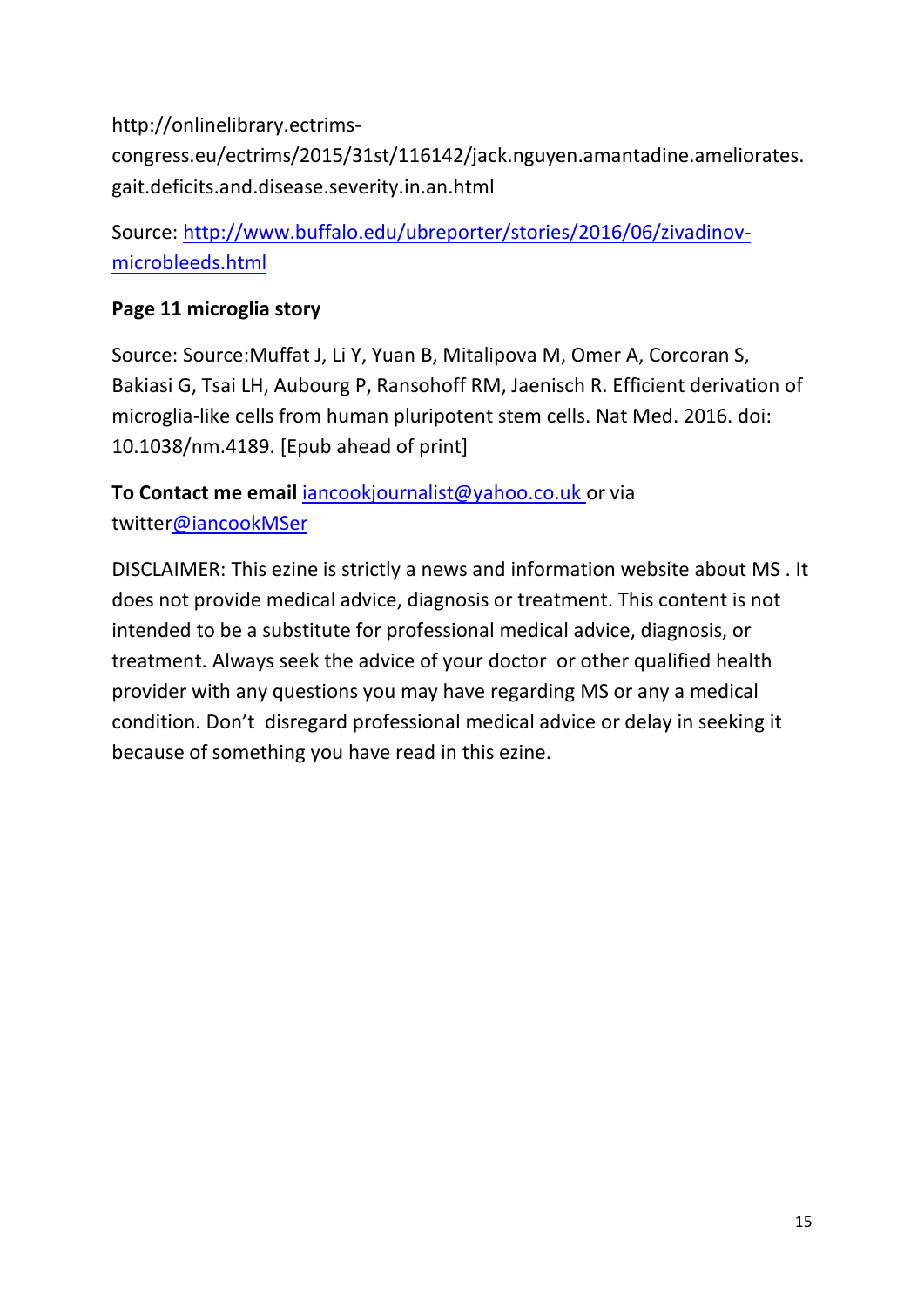http://onlinelibrary.ectrims-congress.eu/ectrims/2015/31st/116142/jack.nguyen.amantadine.ameliorates.gait.deficits.and.disease.severity.in.an.html

Source: http://www.buffalo.edu/ubreporter/stories/2016/06/zivadinov-microbleeds.html

**Page 11 microglia story**

Source: Source:Muffat J, Li Y, Yuan B, Mitalipova M, Omer A, Corcoran S, Bakiasi G, Tsai LH, Aubourg P, Ransohoff RM, Jaenisch R. Efficient derivation of microglia-like cells from human pluripotent stem cells. Nat Med. 2016. doi: 10.1038/nm.4189. [Epub ahead of print]

**To Contact me email** iancookjournalist@yahoo.co.uk or via twitter@iancookMSer

DISCLAIMER: This ezine is strictly a news and information website about MS . It does not provide medical advice, diagnosis or treatment. This content is not intended to be a substitute for professional medical advice, diagnosis, or treatment. Always seek the advice of your doctor or other qualified health provider with any questions you may have regarding MS or any a medical condition. Don't disregard professional medical advice or delay in seeking it because of something you have read in this ezine.